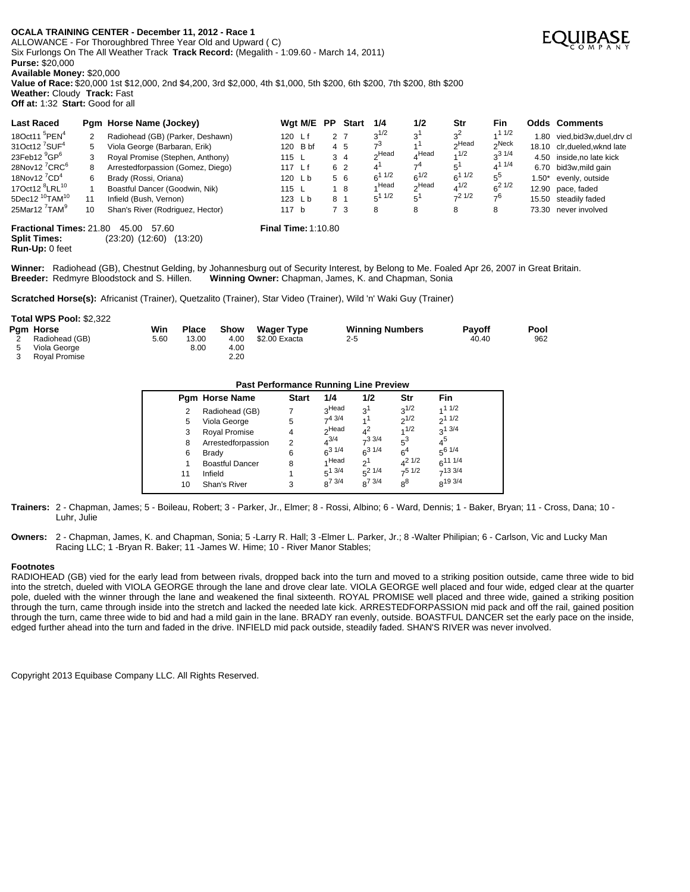**OCALA TRAINING CENTER - December 11, 2012 - Race 1**
ALLOWANCE - For Thoroughbred Three Year Old and Upward ( C)
Six Furlongs On The All Weather Track **Track Record:** (Megalith - 1:09.60 - March 14, 2011)
**Purse:** $20,000
**Available Money:** $20,000
**Value of Race:** $20,000 1st $12,000, 2nd $4,200, 3rd $2,000, 4th $1,000, 5th $200, 6th $200, 7th $200, 8th $200
**Weather:** Cloudy **Track:** Fast
**Off at:** 1:32 **Start:** Good for all

| Last Raced | Pgm | Horse Name (Jockey) | Wgt | M/E | PP | Start | 1/4 | 1/2 | Str | Fin | Odds | Comments |
|---|---|---|---|---|---|---|---|---|---|---|---|---|
| 18Oct11 5PEN4 | 2 | Radiohead (GB) (Parker, Deshawn) | 120 | L f | 2 | 7 | 3 1/2 | 3 1 | 3 2 | 1 1 1/2 | 1.80 | vied,bid3w,duel,drv cl |
| 31Oct12 7SUF4 | 5 | Viola George (Barbaran, Erik) | 120 | B bf | 4 | 5 | 7 3 | 1 1 | 2 Head | 2 Neck | 18.10 | clr,dueled,wknd late |
| 23Feb12 9GP6 | 3 | Royal Promise (Stephen, Anthony) | 115 | L | 3 | 4 | 2 Head | 4 Head | 1 1/2 | 3 3 1/4 | 4.50 | inside,no late kick |
| 28Nov12 7CRC6 | 8 | Arrestedforpassion (Gomez, Diego) | 117 | L f | 6 | 2 | 4 1 | 7 4 | 5 1 | 4 1 1/4 | 6.70 | bid3w,mild gain |
| 18Nov12 7CD4 | 6 | Brady (Rossi, Oriana) | 120 | L b | 5 | 6 | 6 1 1/2 | 6 1/2 | 6 1 1/2 | 5 5 | 1.50* | evenly, outside |
| 17Oct12 8LRL10 | 1 | Boastful Dancer (Goodwin, Nik) | 115 | L | 1 | 8 | 1 Head | 2 Head | 4 1/2 | 6 2 1/2 | 12.90 | pace, faded |
| 5Dec12 10TAM10 | 11 | Infield (Bush, Vernon) | 123 | L b | 8 | 1 | 5 1 1/2 | 5 1 | 7 2 1/2 | 7 6 | 15.50 | steadily faded |
| 25Mar12 7TAM9 | 10 | Shan's River (Rodriguez, Hector) | 117 | b | 7 | 3 | 8 | 8 | 8 | 8 | 73.30 | never involved |

**Fractional Times:** 21.80 45.00 57.60 **Final Time:** 1:10.80
**Split Times:** (23:20) (12:60) (13:20)
**Run-Up:** 0 feet

**Winner:** Radiohead (GB), Chestnut Gelding, by Johannesburg out of Security Interest, by Belong to Me. Foaled Apr 26, 2007 in Great Britain.
**Breeder:** Redmyre Bloodstock and S. Hillen. **Winning Owner:** Chapman, James, K. and Chapman, Sonia

**Scratched Horse(s):** Africanist (Trainer), Quetzalito (Trainer), Star Video (Trainer), Wild 'n' Waki Guy (Trainer)

**Total WPS Pool:** $2,322

| Pgm | Horse | Win | Place | Show | Wager Type | Winning Numbers | Payoff | Pool |
|---|---|---|---|---|---|---|---|---|
| 2 | Radiohead (GB) | 5.60 | 13.00 | 4.00 | $2.00 Exacta | 2-5 | 40.40 | 962 |
| 5 | Viola George | | 8.00 | 4.00 | | | | |
| 3 | Royal Promise | | | 2.20 | | | | |

**Past Performance Running Line Preview**

| Pgm | Horse Name | Start | 1/4 | 1/2 | Str | Fin |
|---|---|---|---|---|---|---|
| 2 | Radiohead (GB) | 7 | 3 Head | 3 1 | 3 1/2 | 1 1 1/2 |
| 5 | Viola George | 5 | 7 4 3/4 | 1 1 | 2 1/2 | 2 1 1/2 |
| 3 | Royal Promise | 4 | 2 Head | 4 2 | 1 1/2 | 3 1 3/4 |
| 8 | Arrestedforpassion | 2 | 4 3/4 | 7 3 3/4 | 5 3 | 4 5 |
| 6 | Brady | 6 | 6 3 1/4 | 6 3 1/4 | 6 4 | 5 6 1/4 |
| 1 | Boastful Dancer | 8 | 1 Head | 2 1 | 4 2 1/2 | 6 11 1/4 |
| 11 | Infield | 1 | 5 1 3/4 | 5 2 1/4 | 7 5 1/2 | 7 13 3/4 |
| 10 | Shan's River | 3 | 8 7 3/4 | 8 7 3/4 | 8 8 | 8 19 3/4 |

**Trainers:** 2 - Chapman, James; 5 - Boileau, Robert; 3 - Parker, Jr., Elmer; 8 - Rossi, Albino; 6 - Ward, Dennis; 1 - Baker, Bryan; 11 - Cross, Dana; 10 - Luhr, Julie

**Owners:** 2 - Chapman, James, K. and Chapman, Sonia; 5 -Larry R. Hall; 3 -Elmer L. Parker, Jr.; 8 -Walter Philipian; 6 - Carlson, Vic and Lucky Man Racing LLC; 1 -Bryan R. Baker; 11 -James W. Hime; 10 - River Manor Stables;

**Footnotes**
RADIOHEAD (GB) vied for the early lead from between rivals, dropped back into the turn and moved to a striking position outside, came three wide to bid into the stretch, dueled with VIOLA GEORGE through the lane and drove clear late. VIOLA GEORGE well placed and four wide, edged clear at the quarter pole, dueled with the winner through the lane and weakened the final sixteenth. ROYAL PROMISE well placed and three wide, gained a striking position through the turn, came through inside into the stretch and lacked the needed late kick. ARRESTEDFORPASSION mid pack and off the rail, gained position through the turn, came three wide to bid and had a mild gain in the lane. BRADY ran evenly, outside. BOASTFUL DANCER set the early pace on the inside, edged further ahead into the turn and faded in the drive. INFIELD mid pack outside, steadily faded. SHAN'S RIVER was never involved.

Copyright 2013 Equibase Company LLC. All Rights Reserved.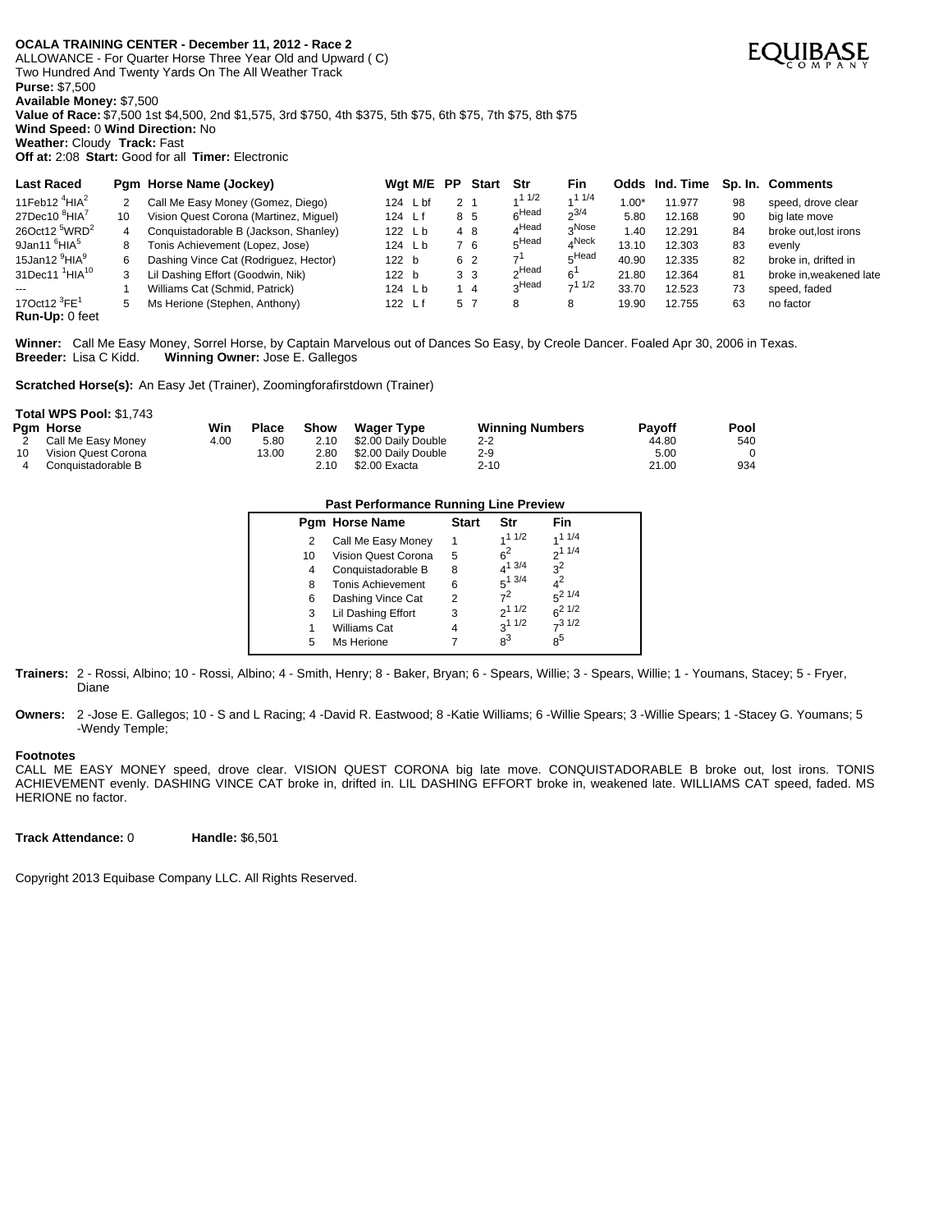**OCALA TRAINING CENTER - December 11, 2012 - Race 2**
ALLOWANCE - For Quarter Horse Three Year Old and Upward ( C)
Two Hundred And Twenty Yards On The All Weather Track
**Purse:** $7,500
**Available Money:** $7,500
**Value of Race:** $7,500 1st $4,500, 2nd $1,575, 3rd $750, 4th $375, 5th $75, 6th $75, 7th $75, 8th $75
**Wind Speed:** 0 **Wind Direction:** No
**Weather:** Cloudy **Track:** Fast
**Off at:** 2:08 **Start:** Good for all **Timer:** Electronic

| Last Raced | Pgm | Horse Name (Jockey) | Wgt M/E | PP | Start | Str | Fin | Odds | Ind. Time | Sp. In. | Comments |
|---|---|---|---|---|---|---|---|---|---|---|---|
| 11Feb12 4HIA2 | 2 | Call Me Easy Money (Gomez, Diego) | 124 L bf | 2 | 1 | 1 1 1/2 | 1 1 1/4 | 1.00* | 11.977 | 98 | speed, drove clear |
| 27Dec10 8HIA7 | 10 | Vision Quest Corona (Martinez, Miguel) | 124 L f | 8 | 5 | 6 Head | 2 3/4 | 5.80 | 12.168 | 90 | big late move |
| 26Oct12 5WRD2 | 4 | Conquistadorable B (Jackson, Shanley) | 122 L b | 4 | 8 | 4 Head | 3 Nose | 1.40 | 12.291 | 84 | broke out,lost irons |
| 9Jan11 6HIA5 | 8 | Tonis Achievement (Lopez, Jose) | 124 L b | 7 | 6 | 5 Head | 4 Neck | 13.10 | 12.303 | 83 | evenly |
| 15Jan12 9HIA9 | 6 | Dashing Vince Cat (Rodriguez, Hector) | 122 b | 6 | 2 | 7 1 | 5 Head | 40.90 | 12.335 | 82 | broke in, drifted in |
| 31Dec11 1HIA10 | 3 | Lil Dashing Effort (Goodwin, Nik) | 122 b | 3 | 3 | 2 Head | 6 1 | 21.80 | 12.364 | 81 | broke in,weakened late |
| --- | 1 | Williams Cat (Schmid, Patrick) | 124 L b | 1 | 4 | 3 Head | 7 1 1/2 | 33.70 | 12.523 | 73 | speed, faded |
| 17Oct12 3FE1 | 5 | Ms Herione (Stephen, Anthony) | 122 L f | 5 | 7 | 8 | 8 | 19.90 | 12.755 | 63 | no factor |

**Run-Up:** 0 feet

**Winner:** Call Me Easy Money, Sorrel Horse, by Captain Marvelous out of Dances So Easy, by Creole Dancer. Foaled Apr 30, 2006 in Texas.
**Breeder:** Lisa C Kidd. **Winning Owner:** Jose E. Gallegos

**Scratched Horse(s):** An Easy Jet (Trainer), Zoomingforafirstdown (Trainer)

**Total WPS Pool:** $1,743

| Pgm | Horse | Win | Place | Show | Wager Type | Winning Numbers | Payoff | Pool |
|---|---|---|---|---|---|---|---|---|
| 2 | Call Me Easy Money | 4.00 | 5.80 | 2.10 | $2.00 Daily Double | 2-2 | 44.80 | 540 |
| 10 | Vision Quest Corona | | 13.00 | 2.80 | $2.00 Daily Double | 2-9 | 5.00 | 0 |
| 4 | Conquistadorable B | | | 2.10 | $2.00 Exacta | 2-10 | 21.00 | 934 |

**Past Performance Running Line Preview**

| Pgm | Horse Name | Start | Str | Fin |
|---|---|---|---|---|
| 2 | Call Me Easy Money | 1 | 1 1 1/2 | 1 1 1/4 |
| 10 | Vision Quest Corona | 5 | 6 2 | 2 1 1/4 |
| 4 | Conquistadorable B | 8 | 4 1 3/4 | 3 2 |
| 8 | Tonis Achievement | 6 | 5 1 3/4 | 4 2 |
| 6 | Dashing Vince Cat | 2 | 7 2 | 5 2 1/4 |
| 3 | Lil Dashing Effort | 3 | 2 1 1/2 | 6 2 1/2 |
| 1 | Williams Cat | 4 | 3 1 1/2 | 7 3 1/2 |
| 5 | Ms Herione | 7 | 8 3 | 8 5 |

**Trainers:** 2 - Rossi, Albino; 10 - Rossi, Albino; 4 - Smith, Henry; 8 - Baker, Bryan; 6 - Spears, Willie; 3 - Spears, Willie; 1 - Youmans, Stacey; 5 - Fryer, Diane

**Owners:** 2 -Jose E. Gallegos; 10 - S and L Racing; 4 -David R. Eastwood; 8 -Katie Williams; 6 -Willie Spears; 3 -Willie Spears; 1 -Stacey G. Youmans; 5 -Wendy Temple;

**Footnotes**
CALL ME EASY MONEY speed, drove clear. VISION QUEST CORONA big late move. CONQUISTADORABLE B broke out, lost irons. TONIS ACHIEVEMENT evenly. DASHING VINCE CAT broke in, drifted in. LIL DASHING EFFORT broke in, weakened late. WILLIAMS CAT speed, faded. MS HERIONE no factor.

**Track Attendance:** 0 **Handle:** $6,501

Copyright 2013 Equibase Company LLC. All Rights Reserved.